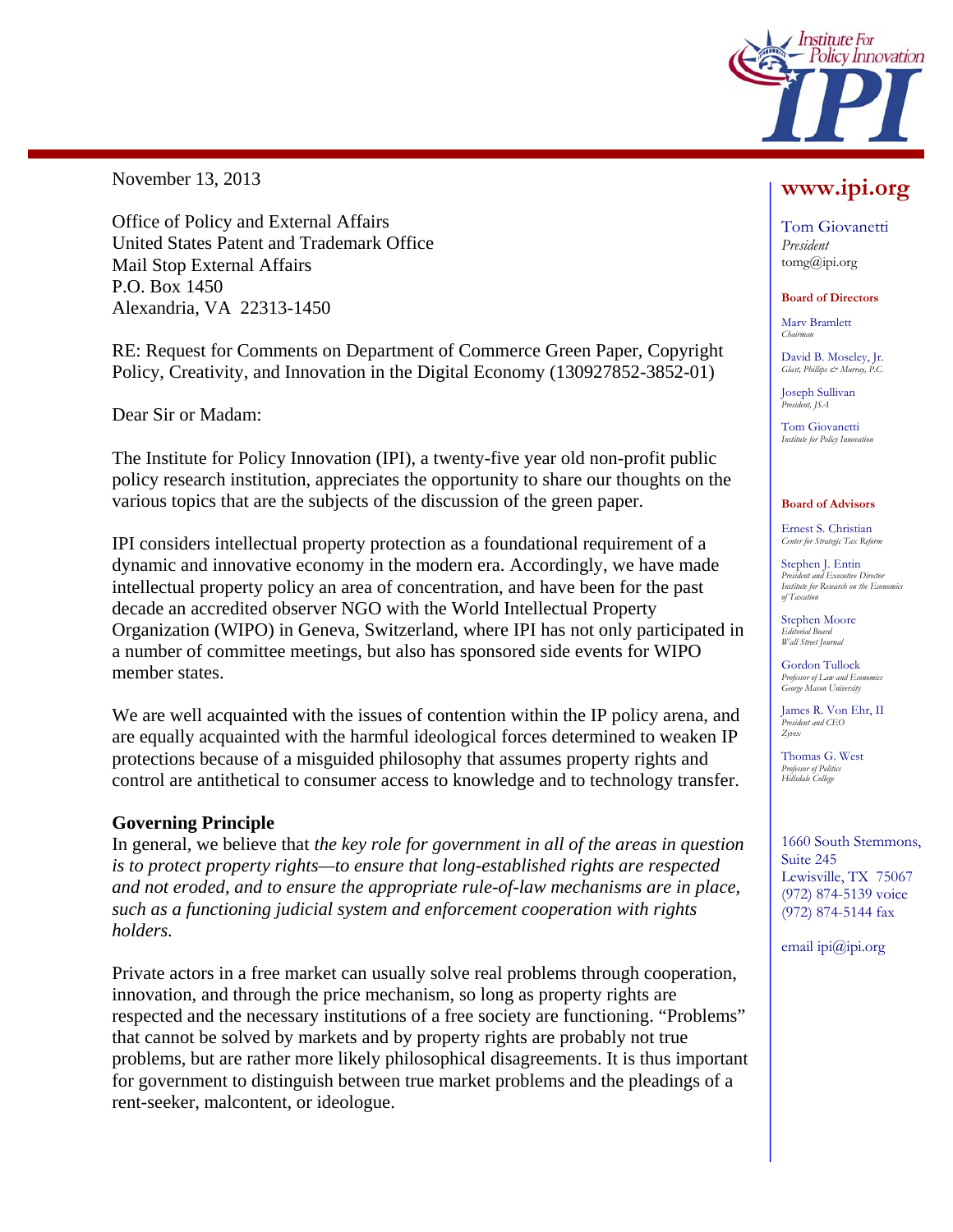November 13, 2013

Office of Policy and External Affairs
United States Patent and Trademark Office
Mail Stop External Affairs
P.O. Box 1450
Alexandria, VA 22313-1450

RE: Request for Comments on Department of Commerce Green Paper, Copyright Policy, Creativity, and Innovation in the Digital Economy (130927852-3852-01)

Dear Sir or Madam:

The Institute for Policy Innovation (IPI), a twenty-five year old non-profit public policy research institution, appreciates the opportunity to share our thoughts on the various topics that are the subjects of the discussion of the green paper.

IPI considers intellectual property protection as a foundational requirement of a dynamic and innovative economy in the modern era. Accordingly, we have made intellectual property policy an area of concentration, and have been for the past decade an accredited observer NGO with the World Intellectual Property Organization (WIPO) in Geneva, Switzerland, where IPI has not only participated in a number of committee meetings, but also has sponsored side events for WIPO member states.

We are well acquainted with the issues of contention within the IP policy arena, and are equally acquainted with the harmful ideological forces determined to weaken IP protections because of a misguided philosophy that assumes property rights and control are antithetical to consumer access to knowledge and to technology transfer.

**Governing Principle**

In general, we believe that *the key role for government in all of the areas in question is to protect property rights—to ensure that long-established rights are respected and not eroded, and to ensure the appropriate rule-of-law mechanisms are in place, such as a functioning judicial system and enforcement cooperation with rights holders.*

Private actors in a free market can usually solve real problems through cooperation, innovation, and through the price mechanism, so long as property rights are respected and the necessary institutions of a free society are functioning. "Problems" that cannot be solved by markets and by property rights are probably not true problems, but are rather more likely philosophical disagreements. It is thus important for government to distinguish between true market problems and the pleadings of a rent-seeker, malcontent, or ideologue.

www.ipi.org

Tom Giovanetti
*President*
tomg@ipi.org

**Board of Directors**

Marv Bramlett
*Chairman*

David B. Moseley, Jr.
*Glast, Phillips & Murray, P.C.*

Joseph Sullivan
*President, JSA*

Tom Giovanetti
*Institute for Policy Innovation*

**Board of Advisors**

Ernest S. Christian
*Center for Strategic Tax Reform*

Stephen J. Entin
*President and Executive Director*
*Institute for Research on the Economics of Taxation*

Stephen Moore
*Editorial Board*
*Wall Street Journal*

Gordon Tullock
*Professor of Law and Economics*
*George Mason University*

James R. Von Ehr, II
*President and CEO*
*Zyvex*

Thomas G. West
*Professor of Politics*
*Hillsdale College*

1660 South Stemmons, Suite 245
Lewisville, TX 75067
(972) 874-5139 voice
(972) 874-5144 fax

email ipi@ipi.org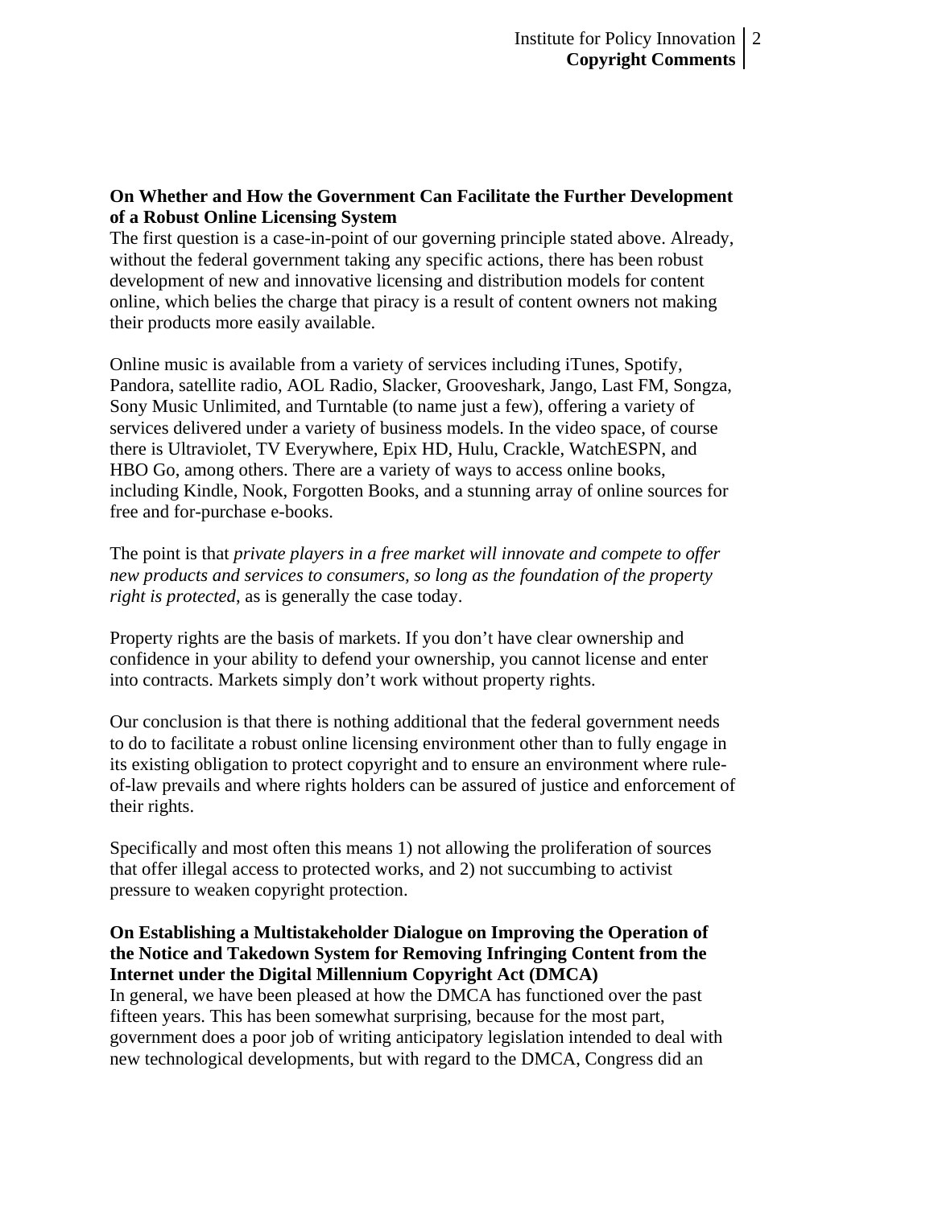**On Whether and How the Government Can Facilitate the Further Development of a Robust Online Licensing System**

The first question is a case-in-point of our governing principle stated above. Already, without the federal government taking any specific actions, there has been robust development of new and innovative licensing and distribution models for content online, which belies the charge that piracy is a result of content owners not making their products more easily available.

Online music is available from a variety of services including iTunes, Spotify, Pandora, satellite radio, AOL Radio, Slacker, Grooveshark, Jango, Last FM, Songza, Sony Music Unlimited, and Turntable (to name just a few), offering a variety of services delivered under a variety of business models. In the video space, of course there is Ultraviolet, TV Everywhere, Epix HD, Hulu, Crackle, WatchESPN, and HBO Go, among others. There are a variety of ways to access online books, including Kindle, Nook, Forgotten Books, and a stunning array of online sources for free and for-purchase e-books.

The point is that *private players in a free market will innovate and compete to offer new products and services to consumers, so long as the foundation of the property right is protected*, as is generally the case today.

Property rights are the basis of markets. If you don't have clear ownership and confidence in your ability to defend your ownership, you cannot license and enter into contracts. Markets simply don't work without property rights.

Our conclusion is that there is nothing additional that the federal government needs to do to facilitate a robust online licensing environment other than to fully engage in its existing obligation to protect copyright and to ensure an environment where rule-of-law prevails and where rights holders can be assured of justice and enforcement of their rights.

Specifically and most often this means 1) not allowing the proliferation of sources that offer illegal access to protected works, and 2) not succumbing to activist pressure to weaken copyright protection.

**On Establishing a Multistakeholder Dialogue on Improving the Operation of the Notice and Takedown System for Removing Infringing Content from the Internet under the Digital Millennium Copyright Act (DMCA)**

In general, we have been pleased at how the DMCA has functioned over the past fifteen years. This has been somewhat surprising, because for the most part, government does a poor job of writing anticipatory legislation intended to deal with new technological developments, but with regard to the DMCA, Congress did an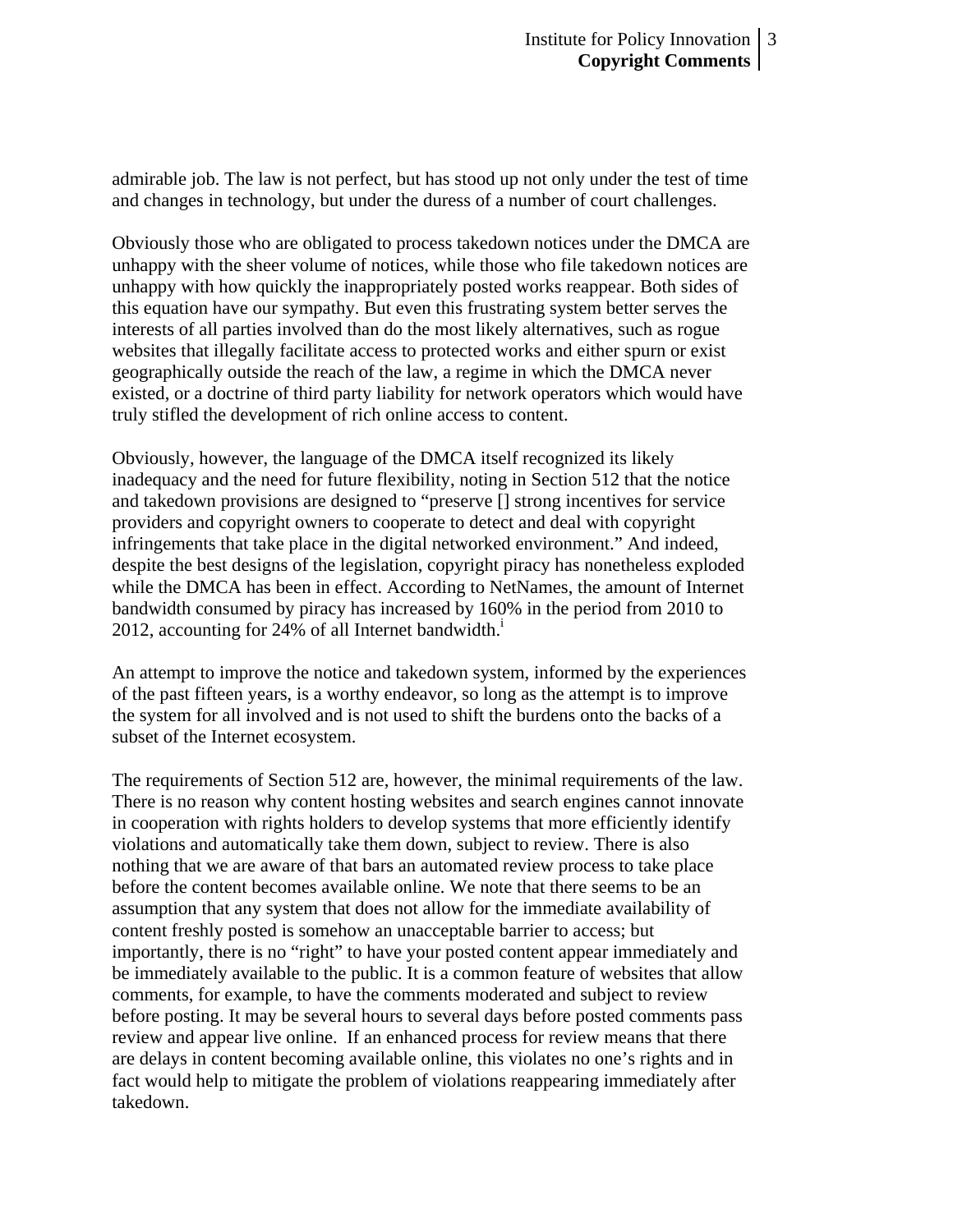admirable job. The law is not perfect, but has stood up not only under the test of time and changes in technology, but under the duress of a number of court challenges.

Obviously those who are obligated to process takedown notices under the DMCA are unhappy with the sheer volume of notices, while those who file takedown notices are unhappy with how quickly the inappropriately posted works reappear. Both sides of this equation have our sympathy. But even this frustrating system better serves the interests of all parties involved than do the most likely alternatives, such as rogue websites that illegally facilitate access to protected works and either spurn or exist geographically outside the reach of the law, a regime in which the DMCA never existed, or a doctrine of third party liability for network operators which would have truly stifled the development of rich online access to content.

Obviously, however, the language of the DMCA itself recognized its likely inadequacy and the need for future flexibility, noting in Section 512 that the notice and takedown provisions are designed to "preserve [] strong incentives for service providers and copyright owners to cooperate to detect and deal with copyright infringements that take place in the digital networked environment." And indeed, despite the best designs of the legislation, copyright piracy has nonetheless exploded while the DMCA has been in effect. According to NetNames, the amount of Internet bandwidth consumed by piracy has increased by 160% in the period from 2010 to 2012, accounting for 24% of all Internet bandwidth.[i]

An attempt to improve the notice and takedown system, informed by the experiences of the past fifteen years, is a worthy endeavor, so long as the attempt is to improve the system for all involved and is not used to shift the burdens onto the backs of a subset of the Internet ecosystem.

The requirements of Section 512 are, however, the minimal requirements of the law. There is no reason why content hosting websites and search engines cannot innovate in cooperation with rights holders to develop systems that more efficiently identify violations and automatically take them down, subject to review. There is also nothing that we are aware of that bars an automated review process to take place before the content becomes available online. We note that there seems to be an assumption that any system that does not allow for the immediate availability of content freshly posted is somehow an unacceptable barrier to access; but importantly, there is no "right" to have your posted content appear immediately and be immediately available to the public. It is a common feature of websites that allow comments, for example, to have the comments moderated and subject to review before posting. It may be several hours to several days before posted comments pass review and appear live online. If an enhanced process for review means that there are delays in content becoming available online, this violates no one's rights and in fact would help to mitigate the problem of violations reappearing immediately after takedown.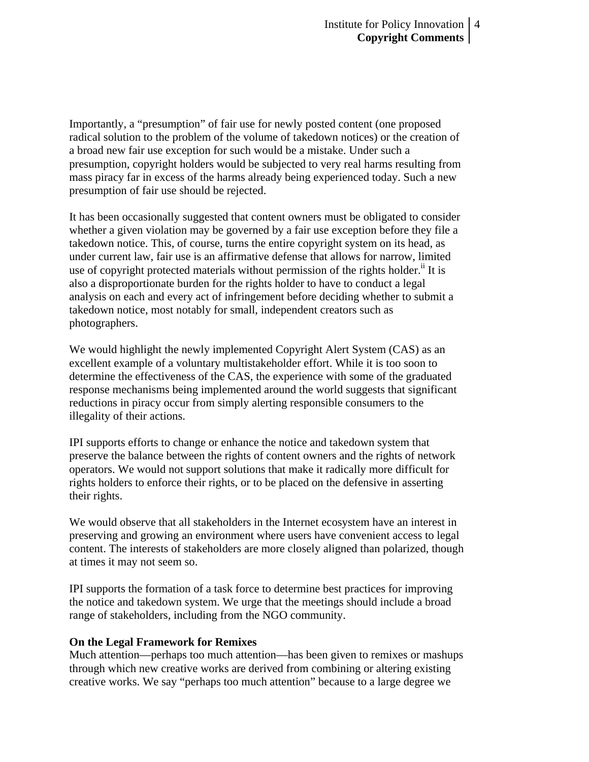Importantly, a "presumption" of fair use for newly posted content (one proposed radical solution to the problem of the volume of takedown notices) or the creation of a broad new fair use exception for such would be a mistake. Under such a presumption, copyright holders would be subjected to very real harms resulting from mass piracy far in excess of the harms already being experienced today. Such a new presumption of fair use should be rejected.

It has been occasionally suggested that content owners must be obligated to consider whether a given violation may be governed by a fair use exception before they file a takedown notice. This, of course, turns the entire copyright system on its head, as under current law, fair use is an affirmative defense that allows for narrow, limited use of copyright protected materials without permission of the rights holder.[ii] It is also a disproportionate burden for the rights holder to have to conduct a legal analysis on each and every act of infringement before deciding whether to submit a takedown notice, most notably for small, independent creators such as photographers.

We would highlight the newly implemented Copyright Alert System (CAS) as an excellent example of a voluntary multistakeholder effort. While it is too soon to determine the effectiveness of the CAS, the experience with some of the graduated response mechanisms being implemented around the world suggests that significant reductions in piracy occur from simply alerting responsible consumers to the illegality of their actions.

IPI supports efforts to change or enhance the notice and takedown system that preserve the balance between the rights of content owners and the rights of network operators. We would not support solutions that make it radically more difficult for rights holders to enforce their rights, or to be placed on the defensive in asserting their rights.

We would observe that all stakeholders in the Internet ecosystem have an interest in preserving and growing an environment where users have convenient access to legal content. The interests of stakeholders are more closely aligned than polarized, though at times it may not seem so.

IPI supports the formation of a task force to determine best practices for improving the notice and takedown system. We urge that the meetings should include a broad range of stakeholders, including from the NGO community.

**On the Legal Framework for Remixes**

Much attention—perhaps too much attention—has been given to remixes or mashups through which new creative works are derived from combining or altering existing creative works. We say "perhaps too much attention" because to a large degree we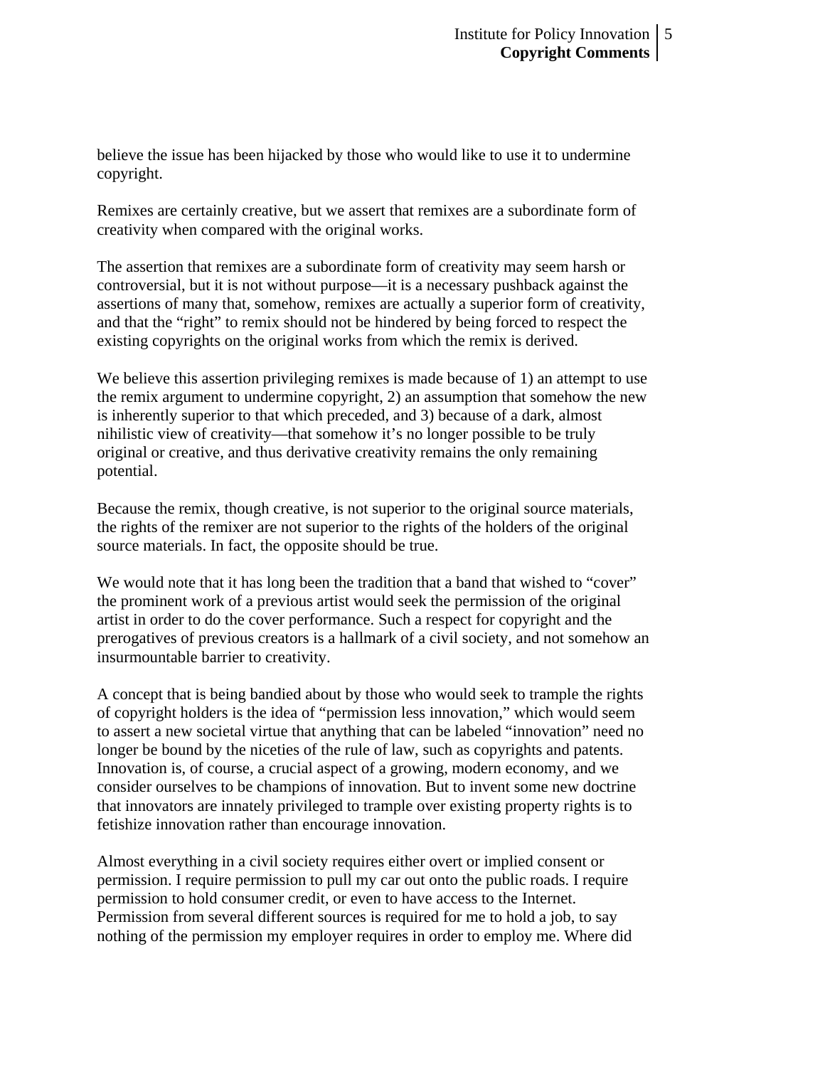believe the issue has been hijacked by those who would like to use it to undermine copyright.

Remixes are certainly creative, but we assert that remixes are a subordinate form of creativity when compared with the original works.

The assertion that remixes are a subordinate form of creativity may seem harsh or controversial, but it is not without purpose—it is a necessary pushback against the assertions of many that, somehow, remixes are actually a superior form of creativity, and that the "right" to remix should not be hindered by being forced to respect the existing copyrights on the original works from which the remix is derived.

We believe this assertion privileging remixes is made because of 1) an attempt to use the remix argument to undermine copyright, 2) an assumption that somehow the new is inherently superior to that which preceded, and 3) because of a dark, almost nihilistic view of creativity—that somehow it's no longer possible to be truly original or creative, and thus derivative creativity remains the only remaining potential.

Because the remix, though creative, is not superior to the original source materials, the rights of the remixer are not superior to the rights of the holders of the original source materials. In fact, the opposite should be true.

We would note that it has long been the tradition that a band that wished to "cover" the prominent work of a previous artist would seek the permission of the original artist in order to do the cover performance. Such a respect for copyright and the prerogatives of previous creators is a hallmark of a civil society, and not somehow an insurmountable barrier to creativity.

A concept that is being bandied about by those who would seek to trample the rights of copyright holders is the idea of "permission less innovation," which would seem to assert a new societal virtue that anything that can be labeled "innovation" need no longer be bound by the niceties of the rule of law, such as copyrights and patents. Innovation is, of course, a crucial aspect of a growing, modern economy, and we consider ourselves to be champions of innovation. But to invent some new doctrine that innovators are innately privileged to trample over existing property rights is to fetishize innovation rather than encourage innovation.

Almost everything in a civil society requires either overt or implied consent or permission. I require permission to pull my car out onto the public roads. I require permission to hold consumer credit, or even to have access to the Internet. Permission from several different sources is required for me to hold a job, to say nothing of the permission my employer requires in order to employ me. Where did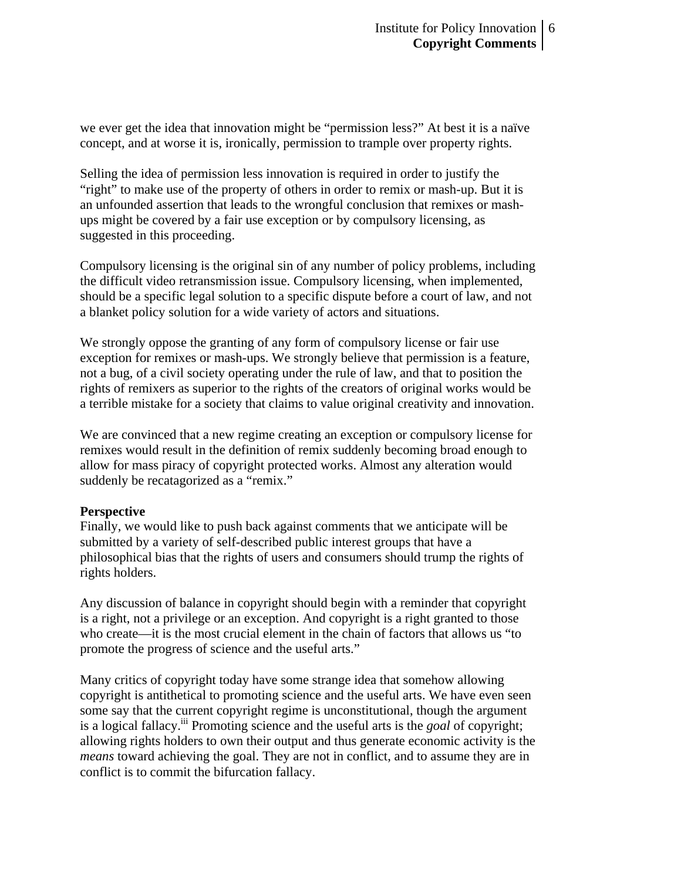we ever get the idea that innovation might be "permission less?" At best it is a naïve concept, and at worse it is, ironically, permission to trample over property rights.

Selling the idea of permission less innovation is required in order to justify the "right" to make use of the property of others in order to remix or mash-up. But it is an unfounded assertion that leads to the wrongful conclusion that remixes or mash-ups might be covered by a fair use exception or by compulsory licensing, as suggested in this proceeding.

Compulsory licensing is the original sin of any number of policy problems, including the difficult video retransmission issue. Compulsory licensing, when implemented, should be a specific legal solution to a specific dispute before a court of law, and not a blanket policy solution for a wide variety of actors and situations.

We strongly oppose the granting of any form of compulsory license or fair use exception for remixes or mash-ups. We strongly believe that permission is a feature, not a bug, of a civil society operating under the rule of law, and that to position the rights of remixers as superior to the rights of the creators of original works would be a terrible mistake for a society that claims to value original creativity and innovation.

We are convinced that a new regime creating an exception or compulsory license for remixes would result in the definition of remix suddenly becoming broad enough to allow for mass piracy of copyright protected works. Almost any alteration would suddenly be recatagorized as a "remix."

**Perspective**

Finally, we would like to push back against comments that we anticipate will be submitted by a variety of self-described public interest groups that have a philosophical bias that the rights of users and consumers should trump the rights of rights holders.

Any discussion of balance in copyright should begin with a reminder that copyright is a right, not a privilege or an exception. And copyright is a right granted to those who create—it is the most crucial element in the chain of factors that allows us "to promote the progress of science and the useful arts."

Many critics of copyright today have some strange idea that somehow allowing copyright is antithetical to promoting science and the useful arts. We have even seen some say that the current copyright regime is unconstitutional, though the argument is a logical fallacy.[iii] Promoting science and the useful arts is the *goal* of copyright; allowing rights holders to own their output and thus generate economic activity is the *means* toward achieving the goal. They are not in conflict, and to assume they are in conflict is to commit the bifurcation fallacy.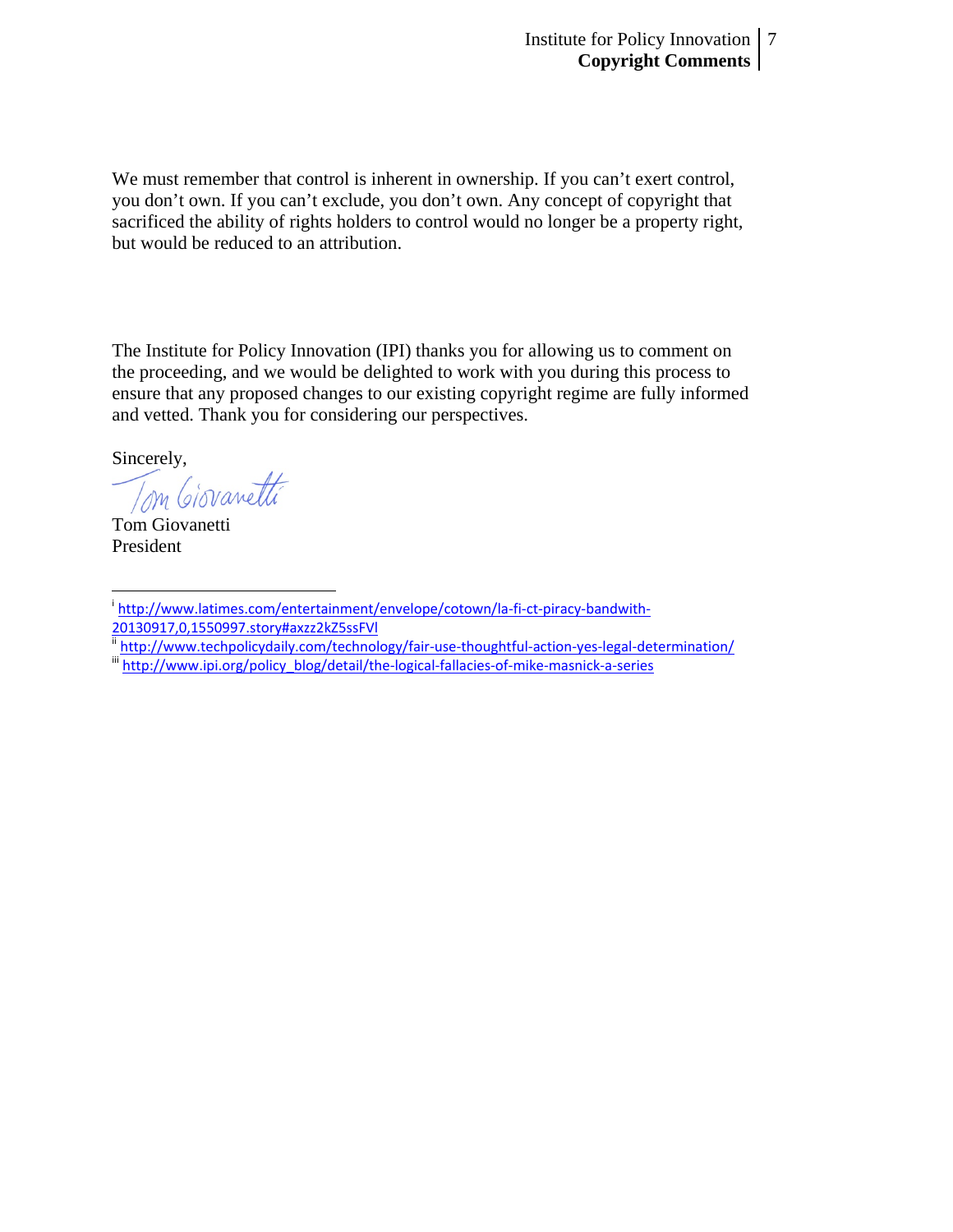We must remember that control is inherent in ownership. If you can't exert control, you don't own. If you can't exclude, you don't own. Any concept of copyright that sacrificed the ability of rights holders to control would no longer be a property right, but would be reduced to an attribution.

The Institute for Policy Innovation (IPI) thanks you for allowing us to comment on the proceeding, and we would be delighted to work with you during this process to ensure that any proposed changes to our existing copyright regime are fully informed and vetted. Thank you for considering our perspectives.

Sincerely,

Tom Giovanetti

Tom Giovanetti
President

---

[i] http://www.latimes.com/entertainment/envelope/cotown/la-fi-ct-piracy-bandwith-20130917,0,1550997.story#axzz2kZ5ssFVl

[ii] http://www.techpolicydaily.com/technology/fair-use-thoughtful-action-yes-legal-determination/

[iii] http://www.ipi.org/policy_blog/detail/the-logical-fallacies-of-mike-masnick-a-series